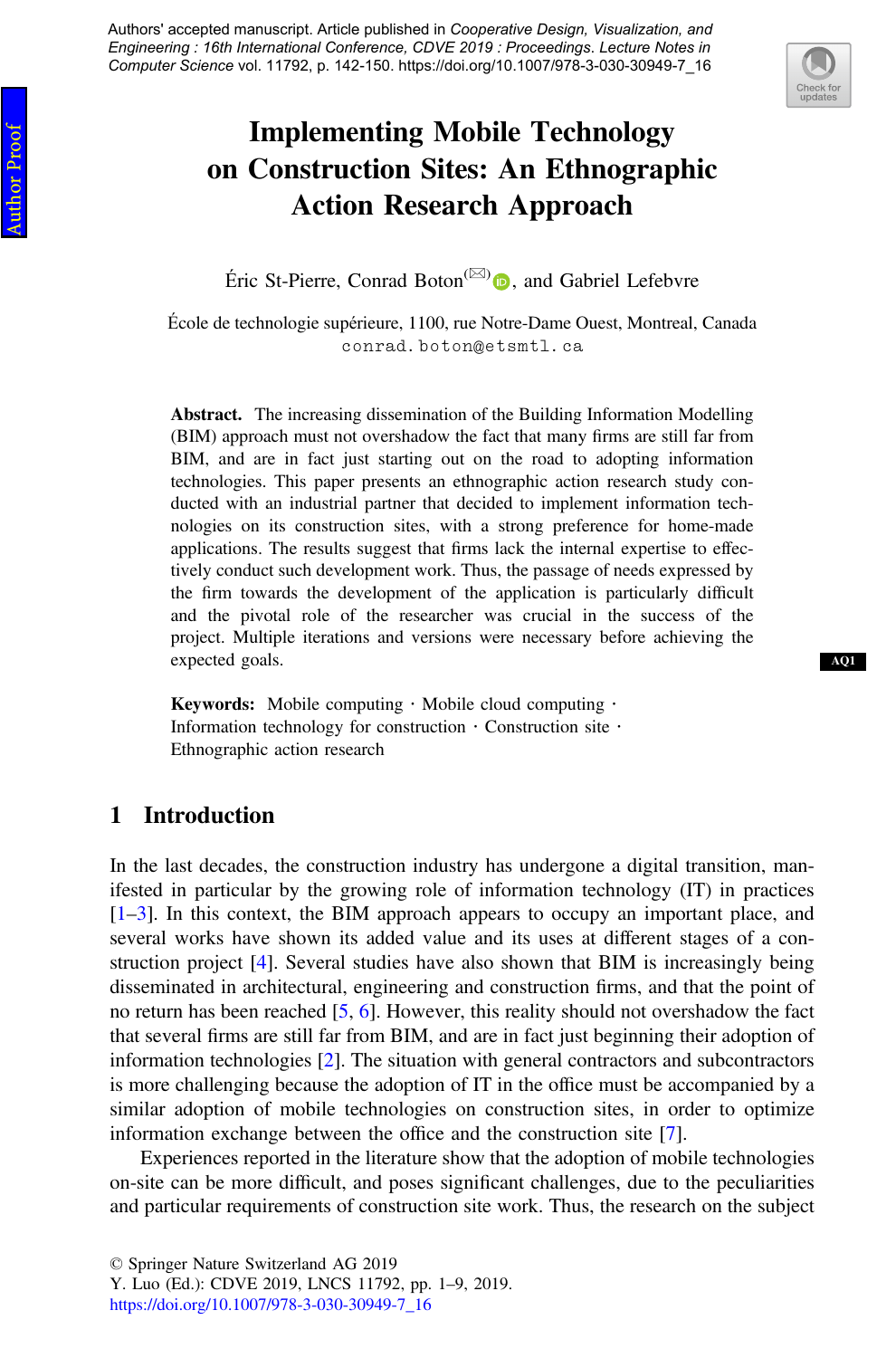Authors' accepted manuscript. Article published in *Cooperative Design, Visualization, and Engineering : 16th International Conference, CDVE 2019 : Proceedings. Lecture Notes in Computer Science* vol. 11792, p. 142-150. https://doi.org/10.1007/978-3-030-30949-7_16

# Implementing Mobile Technology on Construction Sites: An Ethnographic Action Research Approach

Éric St-Pierre, Conrad Boton, and Gabriel Lefebvre

École de technologie supérieure, 1100, rue Notre-Dame Ouest, Montreal, Canada
conrad.boton@etsmtl.ca

**Abstract.** The increasing dissemination of the Building Information Modelling (BIM) approach must not overshadow the fact that many firms are still far from BIM, and are in fact just starting out on the road to adopting information technologies. This paper presents an ethnographic action research study conducted with an industrial partner that decided to implement information technologies on its construction sites, with a strong preference for home-made applications. The results suggest that firms lack the internal expertise to effectively conduct such development work. Thus, the passage of needs expressed by the firm towards the development of the application is particularly difficult and the pivotal role of the researcher was crucial in the success of the project. Multiple iterations and versions were necessary before achieving the expected goals.

**Keywords:** Mobile computing · Mobile cloud computing · Information technology for construction · Construction site · Ethnographic action research

## 1 Introduction

In the last decades, the construction industry has undergone a digital transition, manifested in particular by the growing role of information technology (IT) in practices [1–3]. In this context, the BIM approach appears to occupy an important place, and several works have shown its added value and its uses at different stages of a construction project [4]. Several studies have also shown that BIM is increasingly being disseminated in architectural, engineering and construction firms, and that the point of no return has been reached [5, 6]. However, this reality should not overshadow the fact that several firms are still far from BIM, and are in fact just beginning their adoption of information technologies [2]. The situation with general contractors and subcontractors is more challenging because the adoption of IT in the office must be accompanied by a similar adoption of mobile technologies on construction sites, in order to optimize information exchange between the office and the construction site [7].

Experiences reported in the literature show that the adoption of mobile technologies on-site can be more difficult, and poses significant challenges, due to the peculiarities and particular requirements of construction site work. Thus, the research on the subject

© Springer Nature Switzerland AG 2019
Y. Luo (Ed.): CDVE 2019, LNCS 11792, pp. 1–9, 2019.
https://doi.org/10.1007/978-3-030-30949-7_16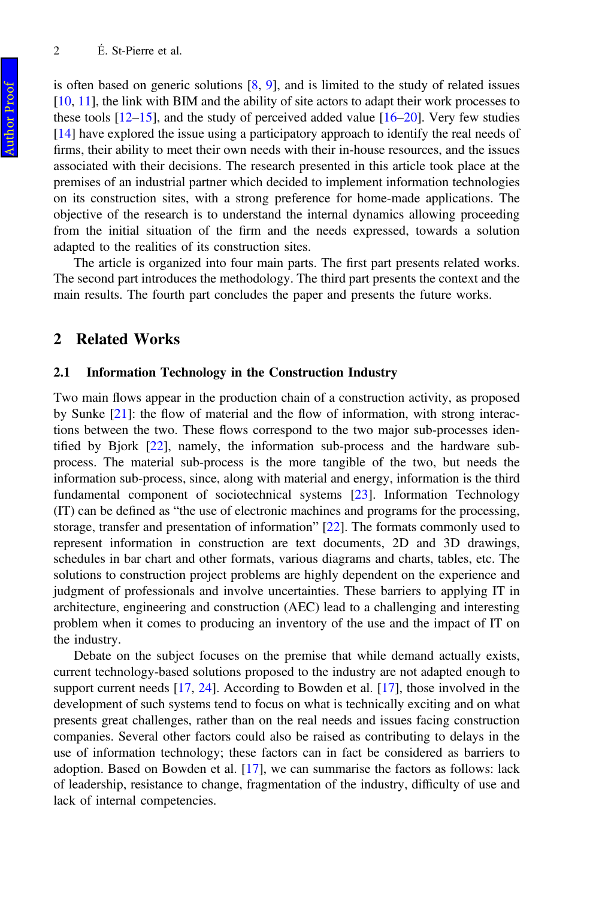is often based on generic solutions [8, 9], and is limited to the study of related issues [10, 11], the link with BIM and the ability of site actors to adapt their work processes to these tools [12–15], and the study of perceived added value [16–20]. Very few studies [14] have explored the issue using a participatory approach to identify the real needs of firms, their ability to meet their own needs with their in-house resources, and the issues associated with their decisions. The research presented in this article took place at the premises of an industrial partner which decided to implement information technologies on its construction sites, with a strong preference for home-made applications. The objective of the research is to understand the internal dynamics allowing proceeding from the initial situation of the firm and the needs expressed, towards a solution adapted to the realities of its construction sites.

The article is organized into four main parts. The first part presents related works. The second part introduces the methodology. The third part presents the context and the main results. The fourth part concludes the paper and presents the future works.

## 2 Related Works

### 2.1 Information Technology in the Construction Industry

Two main flows appear in the production chain of a construction activity, as proposed by Sunke [21]: the flow of material and the flow of information, with strong interactions between the two. These flows correspond to the two major sub-processes identified by Bjork [22], namely, the information sub-process and the hardware sub-process. The material sub-process is the more tangible of the two, but needs the information sub-process, since, along with material and energy, information is the third fundamental component of sociotechnical systems [23]. Information Technology (IT) can be defined as "the use of electronic machines and programs for the processing, storage, transfer and presentation of information" [22]. The formats commonly used to represent information in construction are text documents, 2D and 3D drawings, schedules in bar chart and other formats, various diagrams and charts, tables, etc. The solutions to construction project problems are highly dependent on the experience and judgment of professionals and involve uncertainties. These barriers to applying IT in architecture, engineering and construction (AEC) lead to a challenging and interesting problem when it comes to producing an inventory of the use and the impact of IT on the industry.

Debate on the subject focuses on the premise that while demand actually exists, current technology-based solutions proposed to the industry are not adapted enough to support current needs [17, 24]. According to Bowden et al. [17], those involved in the development of such systems tend to focus on what is technically exciting and on what presents great challenges, rather than on the real needs and issues facing construction companies. Several other factors could also be raised as contributing to delays in the use of information technology; these factors can in fact be considered as barriers to adoption. Based on Bowden et al. [17], we can summarise the factors as follows: lack of leadership, resistance to change, fragmentation of the industry, difficulty of use and lack of internal competencies.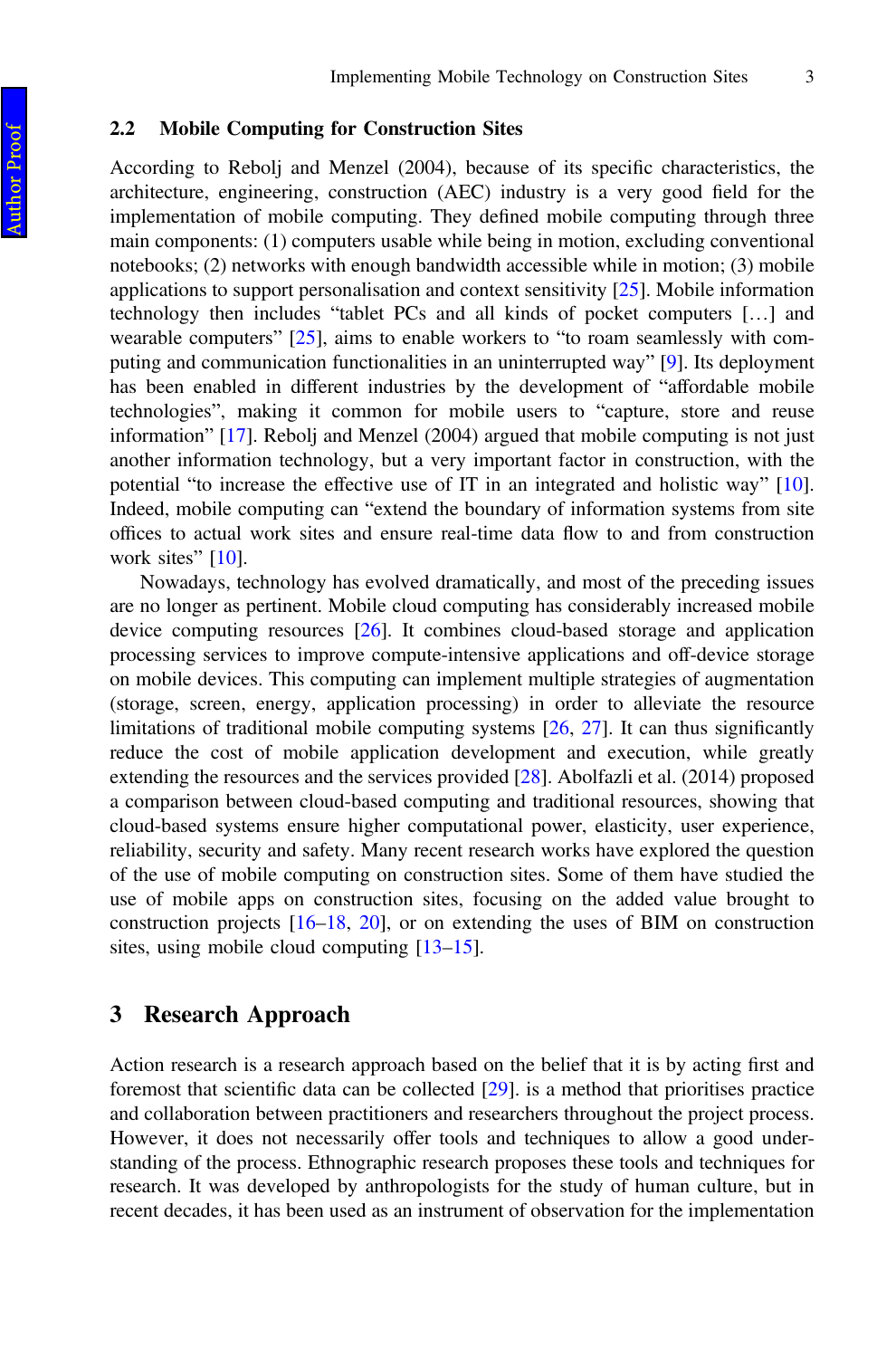### 2.2 Mobile Computing for Construction Sites

According to Rebolj and Menzel (2004), because of its specific characteristics, the architecture, engineering, construction (AEC) industry is a very good field for the implementation of mobile computing. They defined mobile computing through three main components: (1) computers usable while being in motion, excluding conventional notebooks; (2) networks with enough bandwidth accessible while in motion; (3) mobile applications to support personalisation and context sensitivity [25]. Mobile information technology then includes "tablet PCs and all kinds of pocket computers […] and wearable computers" [25], aims to enable workers to "to roam seamlessly with computing and communication functionalities in an uninterrupted way" [9]. Its deployment has been enabled in different industries by the development of "affordable mobile technologies", making it common for mobile users to "capture, store and reuse information" [17]. Rebolj and Menzel (2004) argued that mobile computing is not just another information technology, but a very important factor in construction, with the potential "to increase the effective use of IT in an integrated and holistic way" [10]. Indeed, mobile computing can "extend the boundary of information systems from site offices to actual work sites and ensure real-time data flow to and from construction work sites" [10].

Nowadays, technology has evolved dramatically, and most of the preceding issues are no longer as pertinent. Mobile cloud computing has considerably increased mobile device computing resources [26]. It combines cloud-based storage and application processing services to improve compute-intensive applications and off-device storage on mobile devices. This computing can implement multiple strategies of augmentation (storage, screen, energy, application processing) in order to alleviate the resource limitations of traditional mobile computing systems [26, 27]. It can thus significantly reduce the cost of mobile application development and execution, while greatly extending the resources and the services provided [28]. Abolfazli et al. (2014) proposed a comparison between cloud-based computing and traditional resources, showing that cloud-based systems ensure higher computational power, elasticity, user experience, reliability, security and safety. Many recent research works have explored the question of the use of mobile computing on construction sites. Some of them have studied the use of mobile apps on construction sites, focusing on the added value brought to construction projects [16–18, 20], or on extending the uses of BIM on construction sites, using mobile cloud computing [13–15].

## 3 Research Approach

Action research is a research approach based on the belief that it is by acting first and foremost that scientific data can be collected [29]. is a method that prioritises practice and collaboration between practitioners and researchers throughout the project process. However, it does not necessarily offer tools and techniques to allow a good understanding of the process. Ethnographic research proposes these tools and techniques for research. It was developed by anthropologists for the study of human culture, but in recent decades, it has been used as an instrument of observation for the implementation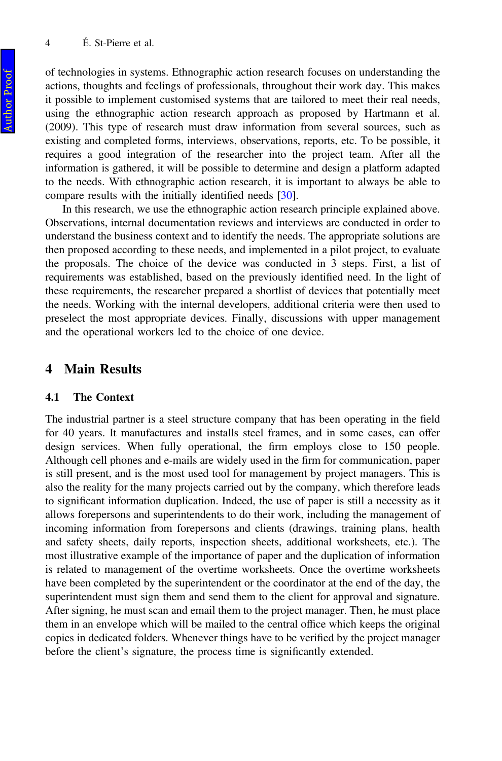of technologies in systems. Ethnographic action research focuses on understanding the actions, thoughts and feelings of professionals, throughout their work day. This makes it possible to implement customised systems that are tailored to meet their real needs, using the ethnographic action research approach as proposed by Hartmann et al. (2009). This type of research must draw information from several sources, such as existing and completed forms, interviews, observations, reports, etc. To be possible, it requires a good integration of the researcher into the project team. After all the information is gathered, it will be possible to determine and design a platform adapted to the needs. With ethnographic action research, it is important to always be able to compare results with the initially identified needs [30].

In this research, we use the ethnographic action research principle explained above. Observations, internal documentation reviews and interviews are conducted in order to understand the business context and to identify the needs. The appropriate solutions are then proposed according to these needs, and implemented in a pilot project, to evaluate the proposals. The choice of the device was conducted in 3 steps. First, a list of requirements was established, based on the previously identified need. In the light of these requirements, the researcher prepared a shortlist of devices that potentially meet the needs. Working with the internal developers, additional criteria were then used to preselect the most appropriate devices. Finally, discussions with upper management and the operational workers led to the choice of one device.

## 4 Main Results

### 4.1 The Context

The industrial partner is a steel structure company that has been operating in the field for 40 years. It manufactures and installs steel frames, and in some cases, can offer design services. When fully operational, the firm employs close to 150 people. Although cell phones and e-mails are widely used in the firm for communication, paper is still present, and is the most used tool for management by project managers. This is also the reality for the many projects carried out by the company, which therefore leads to significant information duplication. Indeed, the use of paper is still a necessity as it allows forepersons and superintendents to do their work, including the management of incoming information from forepersons and clients (drawings, training plans, health and safety sheets, daily reports, inspection sheets, additional worksheets, etc.). The most illustrative example of the importance of paper and the duplication of information is related to management of the overtime worksheets. Once the overtime worksheets have been completed by the superintendent or the coordinator at the end of the day, the superintendent must sign them and send them to the client for approval and signature. After signing, he must scan and email them to the project manager. Then, he must place them in an envelope which will be mailed to the central office which keeps the original copies in dedicated folders. Whenever things have to be verified by the project manager before the client's signature, the process time is significantly extended.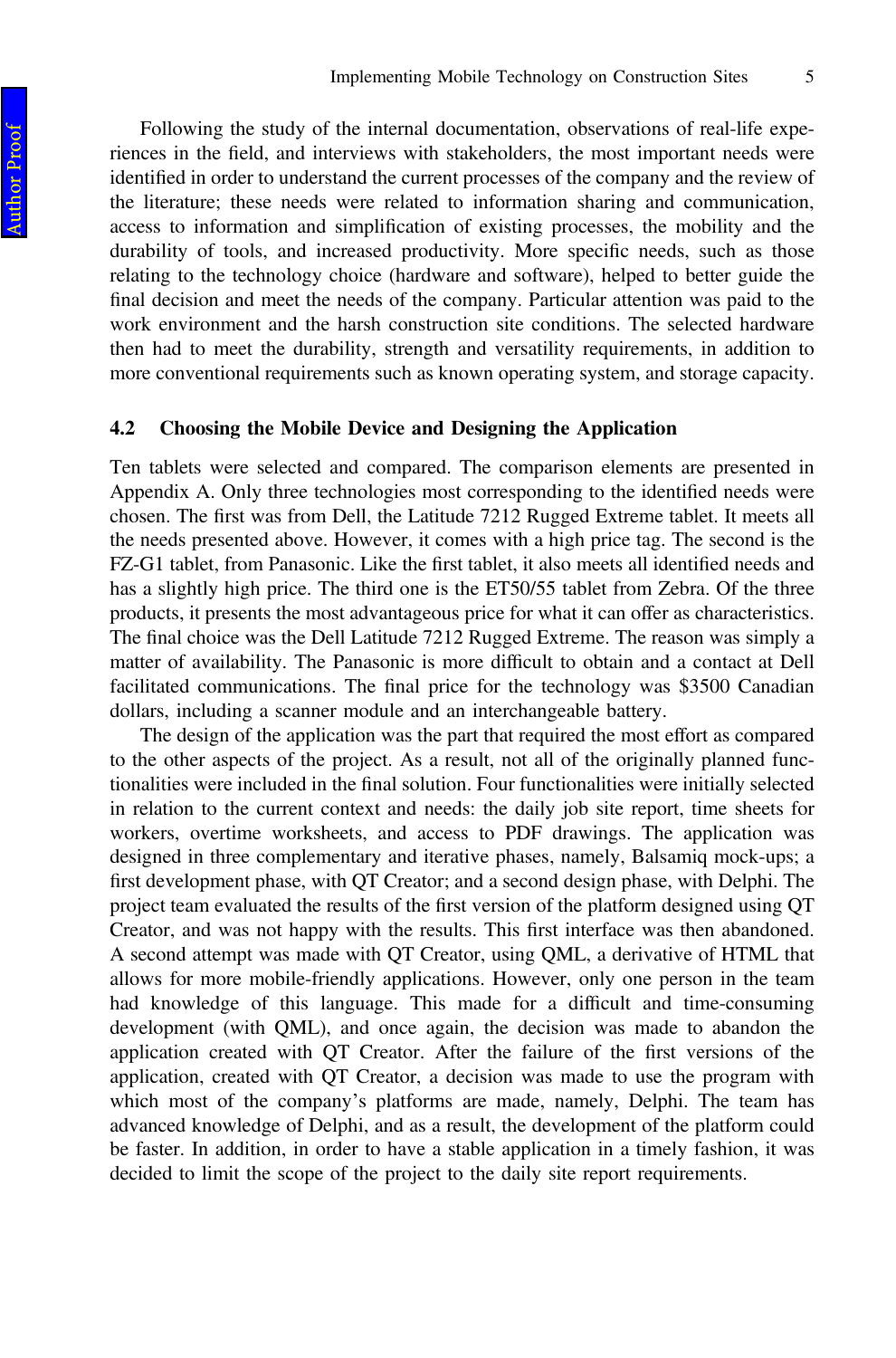Following the study of the internal documentation, observations of real-life experiences in the field, and interviews with stakeholders, the most important needs were identified in order to understand the current processes of the company and the review of the literature; these needs were related to information sharing and communication, access to information and simplification of existing processes, the mobility and the durability of tools, and increased productivity. More specific needs, such as those relating to the technology choice (hardware and software), helped to better guide the final decision and meet the needs of the company. Particular attention was paid to the work environment and the harsh construction site conditions. The selected hardware then had to meet the durability, strength and versatility requirements, in addition to more conventional requirements such as known operating system, and storage capacity.

### 4.2 Choosing the Mobile Device and Designing the Application

Ten tablets were selected and compared. The comparison elements are presented in Appendix A. Only three technologies most corresponding to the identified needs were chosen. The first was from Dell, the Latitude 7212 Rugged Extreme tablet. It meets all the needs presented above. However, it comes with a high price tag. The second is the FZ-G1 tablet, from Panasonic. Like the first tablet, it also meets all identified needs and has a slightly high price. The third one is the ET50/55 tablet from Zebra. Of the three products, it presents the most advantageous price for what it can offer as characteristics. The final choice was the Dell Latitude 7212 Rugged Extreme. The reason was simply a matter of availability. The Panasonic is more difficult to obtain and a contact at Dell facilitated communications. The final price for the technology was $3500 Canadian dollars, including a scanner module and an interchangeable battery.

The design of the application was the part that required the most effort as compared to the other aspects of the project. As a result, not all of the originally planned functionalities were included in the final solution. Four functionalities were initially selected in relation to the current context and needs: the daily job site report, time sheets for workers, overtime worksheets, and access to PDF drawings. The application was designed in three complementary and iterative phases, namely, Balsamiq mock-ups; a first development phase, with QT Creator; and a second design phase, with Delphi. The project team evaluated the results of the first version of the platform designed using QT Creator, and was not happy with the results. This first interface was then abandoned. A second attempt was made with QT Creator, using QML, a derivative of HTML that allows for more mobile-friendly applications. However, only one person in the team had knowledge of this language. This made for a difficult and time-consuming development (with QML), and once again, the decision was made to abandon the application created with QT Creator. After the failure of the first versions of the application, created with QT Creator, a decision was made to use the program with which most of the company's platforms are made, namely, Delphi. The team has advanced knowledge of Delphi, and as a result, the development of the platform could be faster. In addition, in order to have a stable application in a timely fashion, it was decided to limit the scope of the project to the daily site report requirements.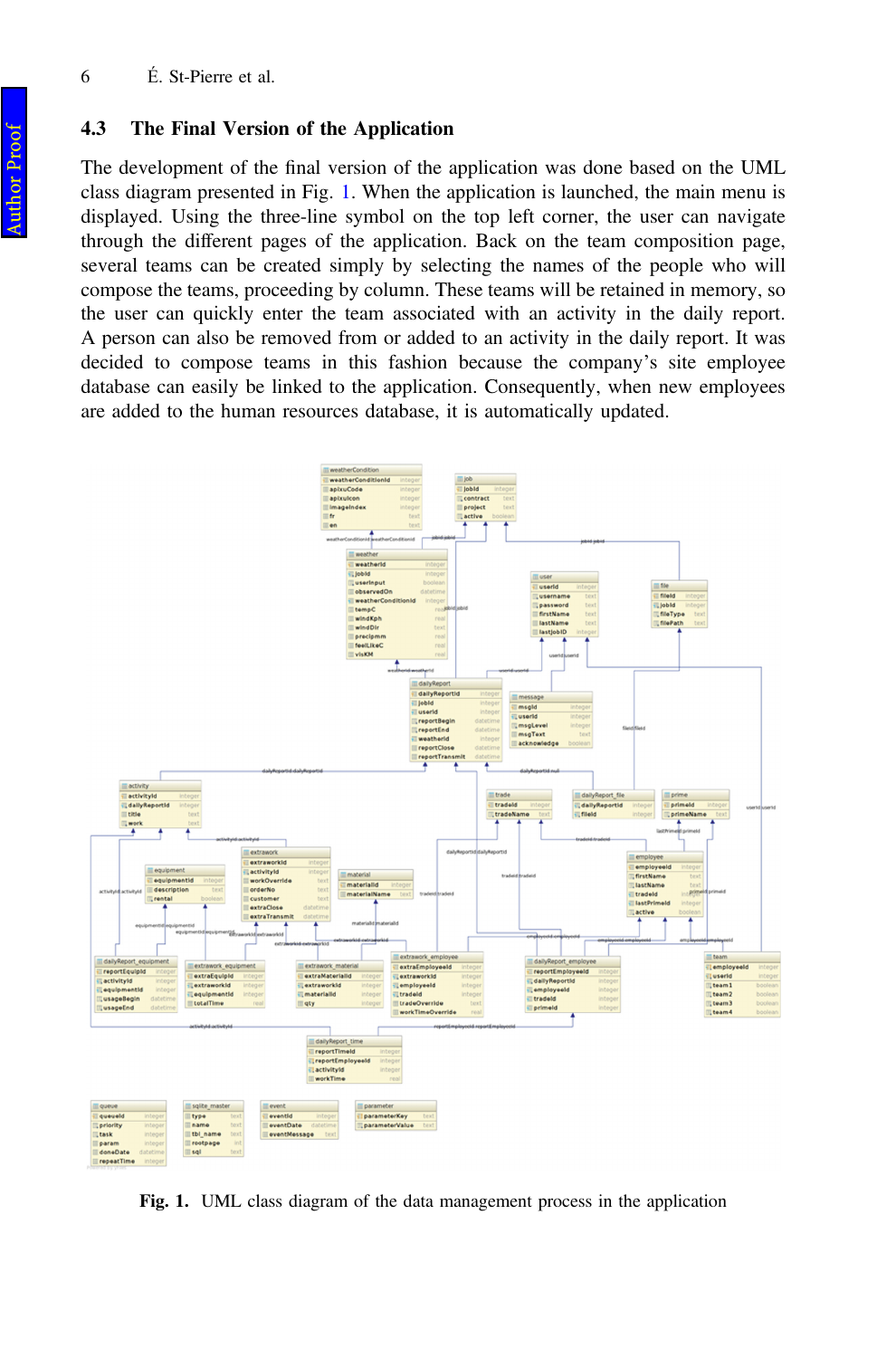## 4.3 The Final Version of the Application

The development of the final version of the application was done based on the UML class diagram presented in Fig. 1. When the application is launched, the main menu is displayed. Using the three-line symbol on the top left corner, the user can navigate through the different pages of the application. Back on the team composition page, several teams can be created simply by selecting the names of the people who will compose the teams, proceeding by column. These teams will be retained in memory, so the user can quickly enter the team associated with an activity in the daily report. A person can also be removed from or added to an activity in the daily report. It was decided to compose teams in this fashion because the company's site employee database can easily be linked to the application. Consequently, when new employees are added to the human resources database, it is automatically updated.

**Fig. 1.** UML class diagram of the data management process in the application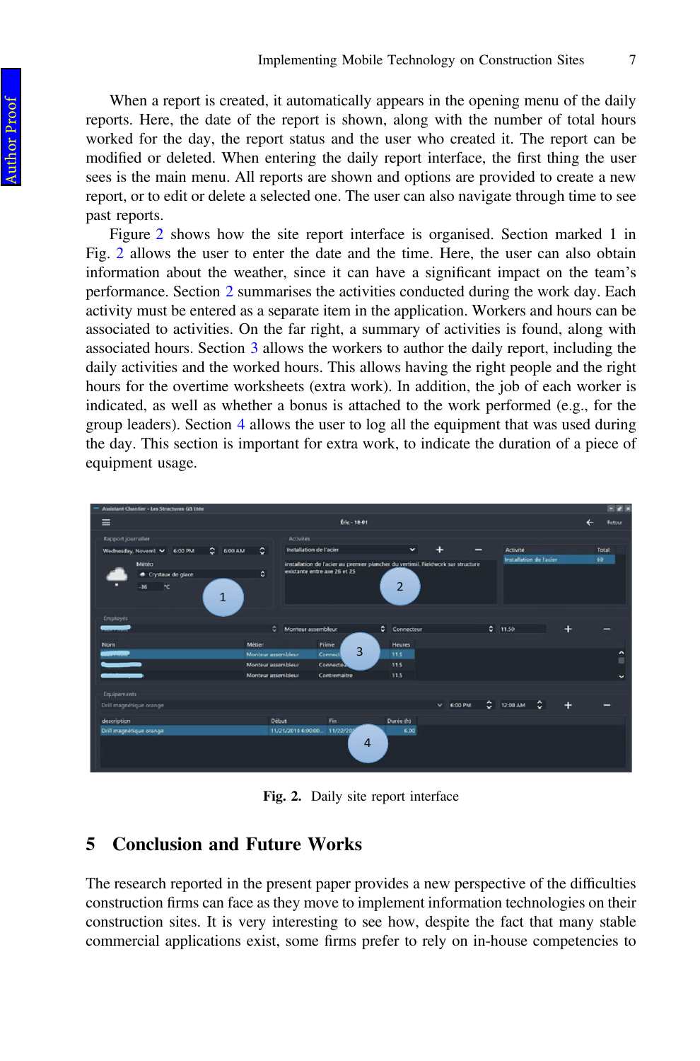When a report is created, it automatically appears in the opening menu of the daily reports. Here, the date of the report is shown, along with the number of total hours worked for the day, the report status and the user who created it. The report can be modified or deleted. When entering the daily report interface, the first thing the user sees is the main menu. All reports are shown and options are provided to create a new report, or to edit or delete a selected one. The user can also navigate through time to see past reports.

Figure 2 shows how the site report interface is organised. Section marked 1 in Fig. 2 allows the user to enter the date and the time. Here, the user can also obtain information about the weather, since it can have a significant impact on the team's performance. Section 2 summarises the activities conducted during the work day. Each activity must be entered as a separate item in the application. Workers and hours can be associated to activities. On the far right, a summary of activities is found, along with associated hours. Section 3 allows the workers to author the daily report, including the daily activities and the worked hours. This allows having the right people and the right hours for the overtime worksheets (extra work). In addition, the job of each worker is indicated, as well as whether a bonus is attached to the work performed (e.g., for the group leaders). Section 4 allows the user to log all the equipment that was used during the day. This section is important for extra work, to indicate the duration of a piece of equipment usage.

**Fig. 2.** Daily site report interface

## 5 Conclusion and Future Works

The research reported in the present paper provides a new perspective of the difficulties construction firms can face as they move to implement information technologies on their construction sites. It is very interesting to see how, despite the fact that many stable commercial applications exist, some firms prefer to rely on in-house competencies to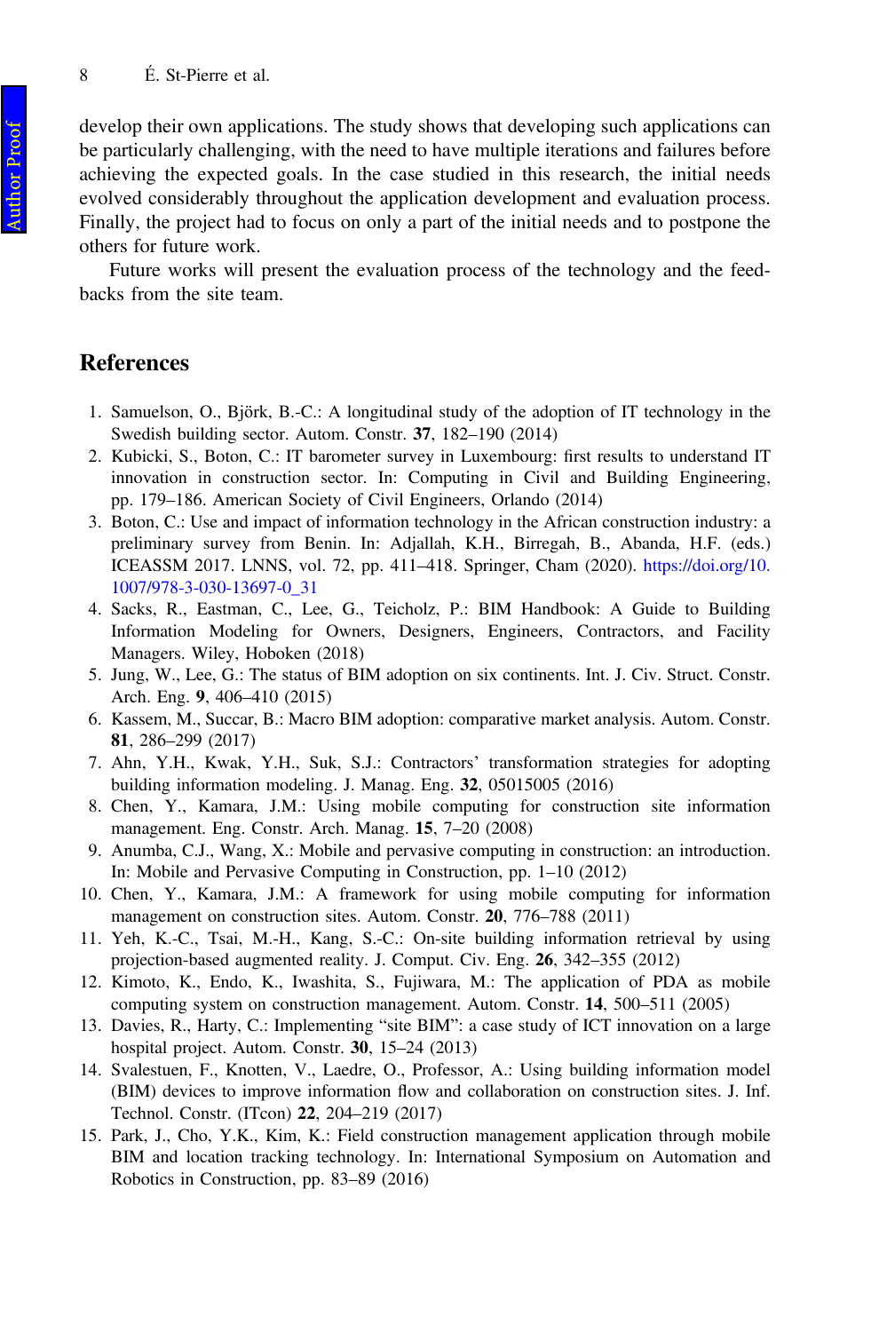develop their own applications. The study shows that developing such applications can be particularly challenging, with the need to have multiple iterations and failures before achieving the expected goals. In the case studied in this research, the initial needs evolved considerably throughout the application development and evaluation process. Finally, the project had to focus on only a part of the initial needs and to postpone the others for future work.

Future works will present the evaluation process of the technology and the feedbacks from the site team.

## References

1. Samuelson, O., Björk, B.-C.: A longitudinal study of the adoption of IT technology in the Swedish building sector. Autom. Constr. **37**, 182–190 (2014)
2. Kubicki, S., Boton, C.: IT barometer survey in Luxembourg: first results to understand IT innovation in construction sector. In: Computing in Civil and Building Engineering, pp. 179–186. American Society of Civil Engineers, Orlando (2014)
3. Boton, C.: Use and impact of information technology in the African construction industry: a preliminary survey from Benin. In: Adjallah, K.H., Birregah, B., Abanda, H.F. (eds.) ICEASSM 2017. LNNS, vol. 72, pp. 411–418. Springer, Cham (2020). https://doi.org/10.1007/978-3-030-13697-0_31
4. Sacks, R., Eastman, C., Lee, G., Teicholz, P.: BIM Handbook: A Guide to Building Information Modeling for Owners, Designers, Engineers, Contractors, and Facility Managers. Wiley, Hoboken (2018)
5. Jung, W., Lee, G.: The status of BIM adoption on six continents. Int. J. Civ. Struct. Constr. Arch. Eng. **9**, 406–410 (2015)
6. Kassem, M., Succar, B.: Macro BIM adoption: comparative market analysis. Autom. Constr. **81**, 286–299 (2017)
7. Ahn, Y.H., Kwak, Y.H., Suk, S.J.: Contractors' transformation strategies for adopting building information modeling. J. Manag. Eng. **32**, 05015005 (2016)
8. Chen, Y., Kamara, J.M.: Using mobile computing for construction site information management. Eng. Constr. Arch. Manag. **15**, 7–20 (2008)
9. Anumba, C.J., Wang, X.: Mobile and pervasive computing in construction: an introduction. In: Mobile and Pervasive Computing in Construction, pp. 1–10 (2012)
10. Chen, Y., Kamara, J.M.: A framework for using mobile computing for information management on construction sites. Autom. Constr. **20**, 776–788 (2011)
11. Yeh, K.-C., Tsai, M.-H., Kang, S.-C.: On-site building information retrieval by using projection-based augmented reality. J. Comput. Civ. Eng. **26**, 342–355 (2012)
12. Kimoto, K., Endo, K., Iwashita, S., Fujiwara, M.: The application of PDA as mobile computing system on construction management. Autom. Constr. **14**, 500–511 (2005)
13. Davies, R., Harty, C.: Implementing "site BIM": a case study of ICT innovation on a large hospital project. Autom. Constr. **30**, 15–24 (2013)
14. Svalestuen, F., Knotten, V., Laedre, O., Professor, A.: Using building information model (BIM) devices to improve information flow and collaboration on construction sites. J. Inf. Technol. Constr. (ITcon) **22**, 204–219 (2017)
15. Park, J., Cho, Y.K., Kim, K.: Field construction management application through mobile BIM and location tracking technology. In: International Symposium on Automation and Robotics in Construction, pp. 83–89 (2016)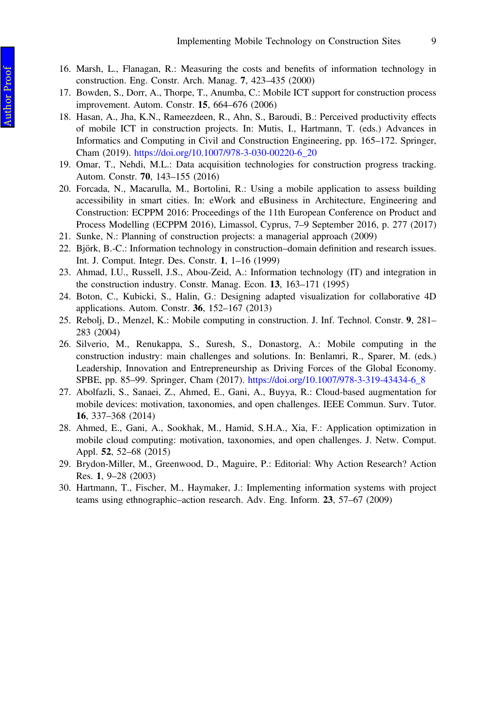16. Marsh, L., Flanagan, R.: Measuring the costs and benefits of information technology in construction. Eng. Constr. Arch. Manag. **7**, 423–435 (2000)
17. Bowden, S., Dorr, A., Thorpe, T., Anumba, C.: Mobile ICT support for construction process improvement. Autom. Constr. **15**, 664–676 (2006)
18. Hasan, A., Jha, K.N., Rameezdeen, R., Ahn, S., Baroudi, B.: Perceived productivity effects of mobile ICT in construction projects. In: Mutis, I., Hartmann, T. (eds.) Advances in Informatics and Computing in Civil and Construction Engineering, pp. 165–172. Springer, Cham (2019). https://doi.org/10.1007/978-3-030-00220-6_20
19. Omar, T., Nehdi, M.L.: Data acquisition technologies for construction progress tracking. Autom. Constr. **70**, 143–155 (2016)
20. Forcada, N., Macarulla, M., Bortolini, R.: Using a mobile application to assess building accessibility in smart cities. In: eWork and eBusiness in Architecture, Engineering and Construction: ECPPM 2016: Proceedings of the 11th European Conference on Product and Process Modelling (ECPPM 2016), Limassol, Cyprus, 7–9 September 2016, p. 277 (2017)
21. Sunke, N.: Planning of construction projects: a managerial approach (2009)
22. Björk, B.-C.: Information technology in construction–domain definition and research issues. Int. J. Comput. Integr. Des. Constr. **1**, 1–16 (1999)
23. Ahmad, I.U., Russell, J.S., Abou-Zeid, A.: Information technology (IT) and integration in the construction industry. Constr. Manag. Econ. **13**, 163–171 (1995)
24. Boton, C., Kubicki, S., Halin, G.: Designing adapted visualization for collaborative 4D applications. Autom. Constr. **36**, 152–167 (2013)
25. Rebolj, D., Menzel, K.: Mobile computing in construction. J. Inf. Technol. Constr. **9**, 281–283 (2004)
26. Silverio, M., Renukappa, S., Suresh, S., Donastorg, A.: Mobile computing in the construction industry: main challenges and solutions. In: Benlamri, R., Sparer, M. (eds.) Leadership, Innovation and Entrepreneurship as Driving Forces of the Global Economy. SPBE, pp. 85–99. Springer, Cham (2017). https://doi.org/10.1007/978-3-319-43434-6_8
27. Abolfazli, S., Sanaei, Z., Ahmed, E., Gani, A., Buyya, R.: Cloud-based augmentation for mobile devices: motivation, taxonomies, and open challenges. IEEE Commun. Surv. Tutor. **16**, 337–368 (2014)
28. Ahmed, E., Gani, A., Sookhak, M., Hamid, S.H.A., Xia, F.: Application optimization in mobile cloud computing: motivation, taxonomies, and open challenges. J. Netw. Comput. Appl. **52**, 52–68 (2015)
29. Brydon-Miller, M., Greenwood, D., Maguire, P.: Editorial: Why Action Research? Action Res. **1**, 9–28 (2003)
30. Hartmann, T., Fischer, M., Haymaker, J.: Implementing information systems with project teams using ethnographic–action research. Adv. Eng. Inform. **23**, 57–67 (2009)